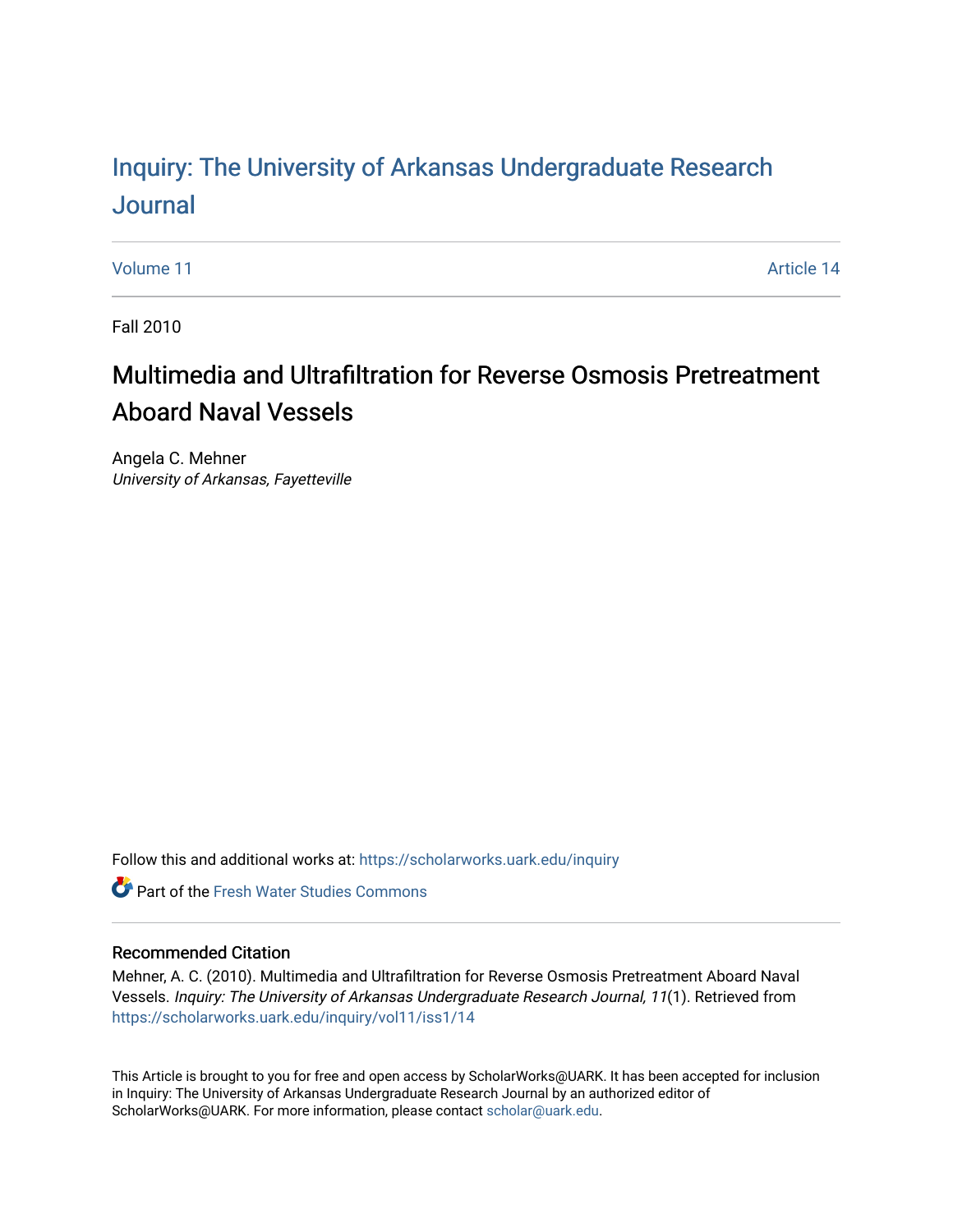# Inquiry: The University of Arkansas Undergraduate Research Journal

Volume 11 | Article 14

Fall 2010

## Multimedia and Ultrafiltration for Reverse Osmosis Pretreatment Aboard Naval Vessels

Angela C. Mehner
*University of Arkansas, Fayetteville*

Follow this and additional works at: https://scholarworks.uark.edu/inquiry

Part of the Fresh Water Studies Commons

### Recommended Citation

Mehner, A. C. (2010). Multimedia and Ultrafiltration for Reverse Osmosis Pretreatment Aboard Naval Vessels. *Inquiry: The University of Arkansas Undergraduate Research Journal, 11*(1). Retrieved from https://scholarworks.uark.edu/inquiry/vol11/iss1/14

This Article is brought to you for free and open access by ScholarWorks@UARK. It has been accepted for inclusion in Inquiry: The University of Arkansas Undergraduate Research Journal by an authorized editor of ScholarWorks@UARK. For more information, please contact scholar@uark.edu.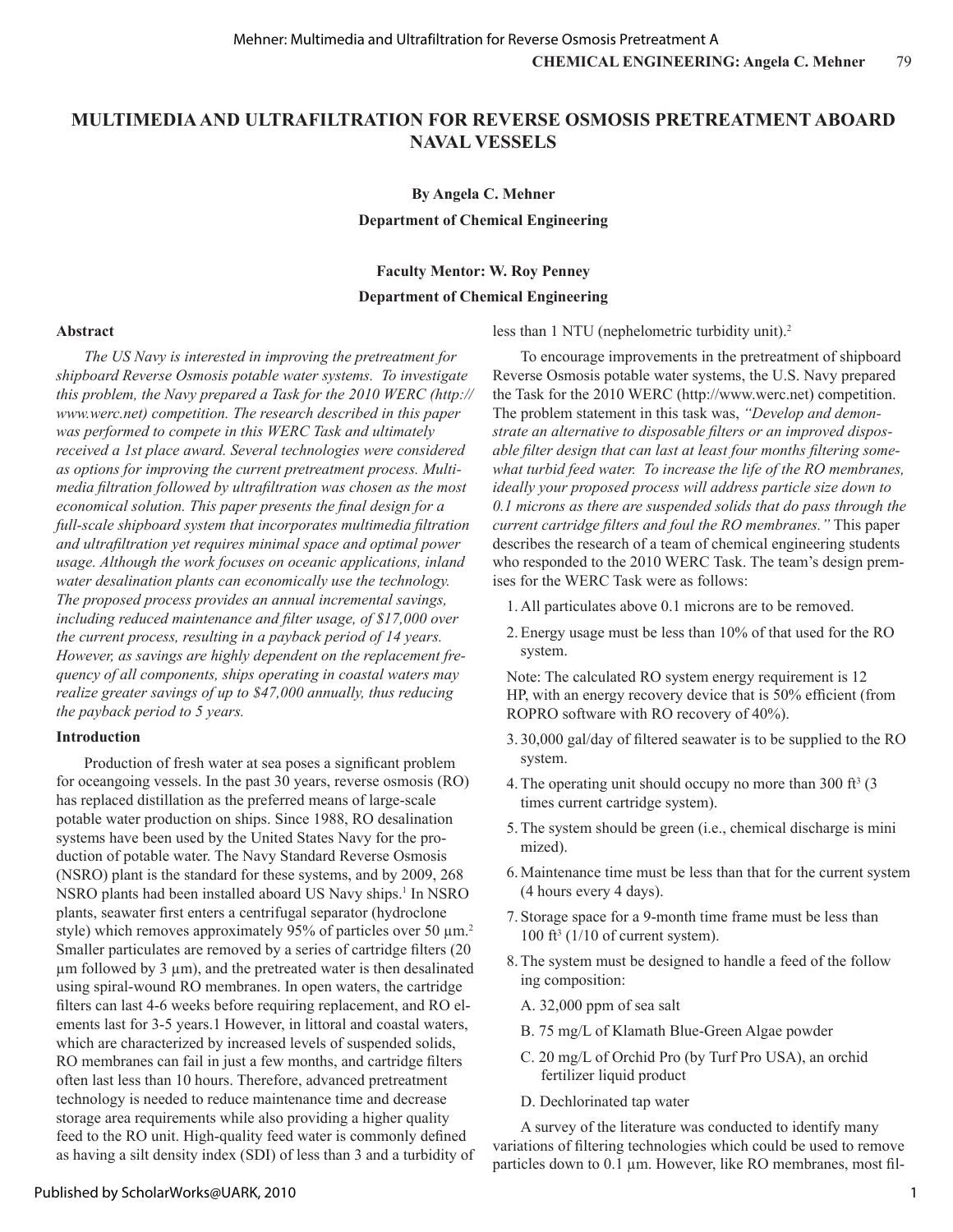# MULTIMEDIA AND ULTRAFILTRATION FOR REVERSE OSMOSIS PRETREATMENT ABOARD NAVAL VESSELS

**By Angela C. Mehner**

**Department of Chemical Engineering**

**Faculty Mentor: W. Roy Penney**

**Department of Chemical Engineering**

### Abstract

*The US Navy is interested in improving the pretreatment for shipboard Reverse Osmosis potable water systems. To investigate this problem, the Navy prepared a Task for the 2010 WERC (http://www.werc.net) competition. The research described in this paper was performed to compete in this WERC Task and ultimately received a 1st place award. Several technologies were considered as options for improving the current pretreatment process. Multimedia filtration followed by ultrafiltration was chosen as the most economical solution. This paper presents the final design for a full-scale shipboard system that incorporates multimedia filtration and ultrafiltration yet requires minimal space and optimal power usage. Although the work focuses on oceanic applications, inland water desalination plants can economically use the technology. The proposed process provides an annual incremental savings, including reduced maintenance and filter usage, of $17,000 over the current process, resulting in a payback period of 14 years. However, as savings are highly dependent on the replacement frequency of all components, ships operating in coastal waters may realize greater savings of up to $47,000 annually, thus reducing the payback period to 5 years.*

### Introduction

Production of fresh water at sea poses a significant problem for oceangoing vessels. In the past 30 years, reverse osmosis (RO) has replaced distillation as the preferred means of large-scale potable water production on ships. Since 1988, RO desalination systems have been used by the United States Navy for the production of potable water. The Navy Standard Reverse Osmosis (NSRO) plant is the standard for these systems, and by 2009, 268 NSRO plants had been installed aboard US Navy ships.[1] In NSRO plants, seawater first enters a centrifugal separator (hydroclone style) which removes approximately 95% of particles over 50 µm.[2] Smaller particulates are removed by a series of cartridge filters (20 µm followed by 3 µm), and the pretreated water is then desalinated using spiral-wound RO membranes. In open waters, the cartridge filters can last 4-6 weeks before requiring replacement, and RO elements last for 3-5 years.1 However, in littoral and coastal waters, which are characterized by increased levels of suspended solids, RO membranes can fail in just a few months, and cartridge filters often last less than 10 hours. Therefore, advanced pretreatment technology is needed to reduce maintenance time and decrease storage area requirements while also providing a higher quality feed to the RO unit. High-quality feed water is commonly defined as having a silt density index (SDI) of less than 3 and a turbidity of less than 1 NTU (nephelometric turbidity unit).[2]

To encourage improvements in the pretreatment of shipboard Reverse Osmosis potable water systems, the U.S. Navy prepared the Task for the 2010 WERC (http://www.werc.net) competition. The problem statement in this task was, *"Develop and demonstrate an alternative to disposable filters or an improved disposable filter design that can last at least four months filtering somewhat turbid feed water. To increase the life of the RO membranes, ideally your proposed process will address particle size down to 0.1 microns as there are suspended solids that do pass through the current cartridge filters and foul the RO membranes."* This paper describes the research of a team of chemical engineering students who responded to the 2010 WERC Task. The team's design premises for the WERC Task were as follows:

1. All particulates above 0.1 microns are to be removed.
2. Energy usage must be less than 10% of that used for the RO system.

   Note: The calculated RO system energy requirement is 12 HP, with an energy recovery device that is 50% efficient (from ROPRO software with RO recovery of 40%).
3. 30,000 gal/day of filtered seawater is to be supplied to the RO system.
4. The operating unit should occupy no more than 300 ft$^3$ (3 times current cartridge system).
5. The system should be green (i.e., chemical discharge is minimized).
6. Maintenance time must be less than that for the current system (4 hours every 4 days).
7. Storage space for a 9-month time frame must be less than 100 ft$^3$ (1/10 of current system).
8. The system must be designed to handle a feed of the following composition:
   - A. 32,000 ppm of sea salt
   - B. 75 mg/L of Klamath Blue-Green Algae powder
   - C. 20 mg/L of Orchid Pro (by Turf Pro USA), an orchid fertilizer liquid product
   - D. Dechlorinated tap water

A survey of the literature was conducted to identify many variations of filtering technologies which could be used to remove particles down to 0.1 µm. However, like RO membranes, most fil-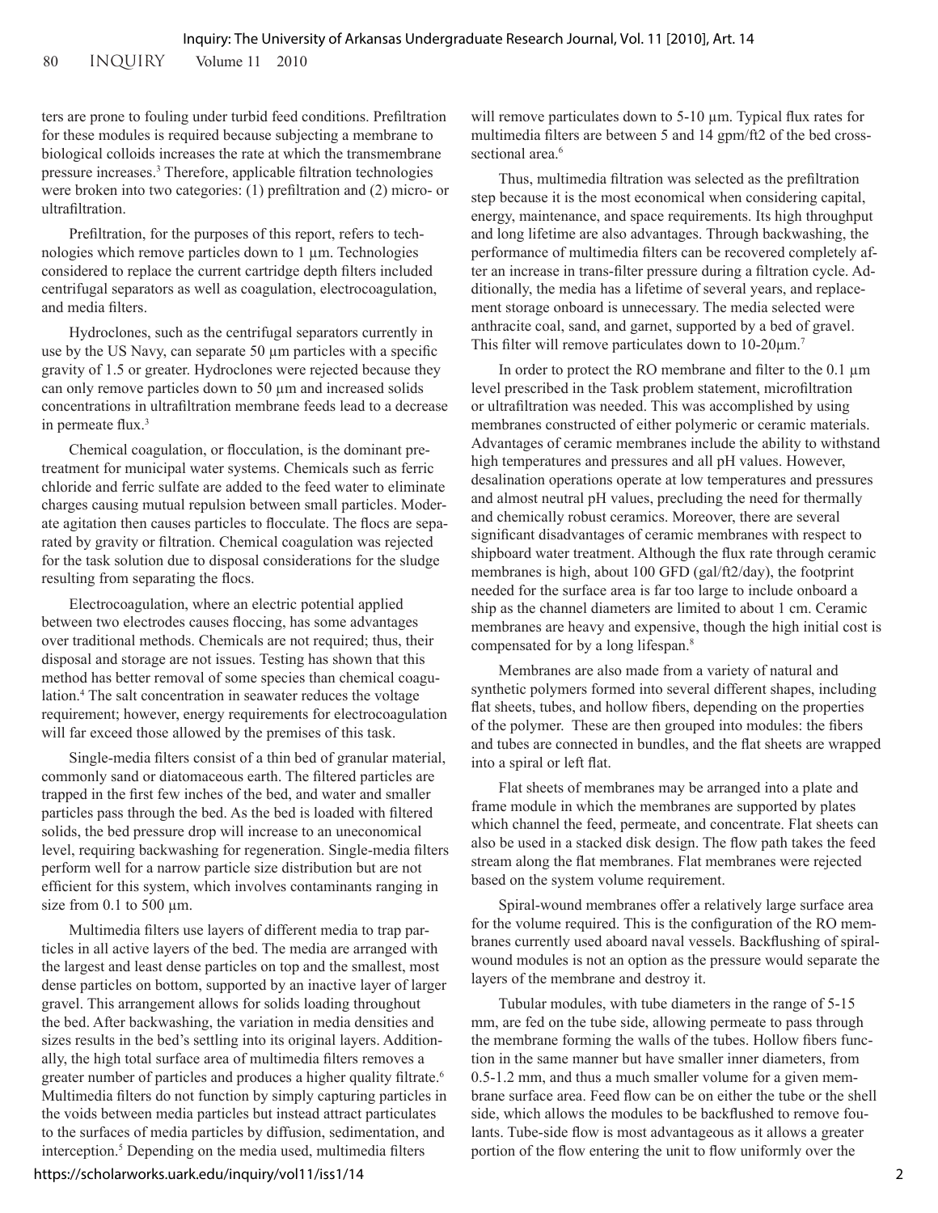ters are prone to fouling under turbid feed conditions. Prefiltration for these modules is required because subjecting a membrane to biological colloids increases the rate at which the transmembrane pressure increases.[3] Therefore, applicable filtration technologies were broken into two categories: (1) prefiltration and (2) micro- or ultrafiltration.

Prefiltration, for the purposes of this report, refers to technologies which remove particles down to 1 µm. Technologies considered to replace the current cartridge depth filters included centrifugal separators as well as coagulation, electrocoagulation, and media filters.

Hydroclones, such as the centrifugal separators currently in use by the US Navy, can separate 50 µm particles with a specific gravity of 1.5 or greater. Hydroclones were rejected because they can only remove particles down to 50 µm and increased solids concentrations in ultrafiltration membrane feeds lead to a decrease in permeate flux.[3]

Chemical coagulation, or flocculation, is the dominant pretreatment for municipal water systems. Chemicals such as ferric chloride and ferric sulfate are added to the feed water to eliminate charges causing mutual repulsion between small particles. Moderate agitation then causes particles to flocculate. The flocs are separated by gravity or filtration. Chemical coagulation was rejected for the task solution due to disposal considerations for the sludge resulting from separating the flocs.

Electrocoagulation, where an electric potential applied between two electrodes causes floccing, has some advantages over traditional methods. Chemicals are not required; thus, their disposal and storage are not issues. Testing has shown that this method has better removal of some species than chemical coagulation.[4] The salt concentration in seawater reduces the voltage requirement; however, energy requirements for electrocoagulation will far exceed those allowed by the premises of this task.

Single-media filters consist of a thin bed of granular material, commonly sand or diatomaceous earth. The filtered particles are trapped in the first few inches of the bed, and water and smaller particles pass through the bed. As the bed is loaded with filtered solids, the bed pressure drop will increase to an uneconomical level, requiring backwashing for regeneration. Single-media filters perform well for a narrow particle size distribution but are not efficient for this system, which involves contaminants ranging in size from 0.1 to 500 µm.

Multimedia filters use layers of different media to trap particles in all active layers of the bed. The media are arranged with the largest and least dense particles on top and the smallest, most dense particles on bottom, supported by an inactive layer of larger gravel. This arrangement allows for solids loading throughout the bed. After backwashing, the variation in media densities and sizes results in the bed's settling into its original layers. Additionally, the high total surface area of multimedia filters removes a greater number of particles and produces a higher quality filtrate.[6] Multimedia filters do not function by simply capturing particles in the voids between media particles but instead attract particulates to the surfaces of media particles by diffusion, sedimentation, and interception.[5] Depending on the media used, multimedia filters will remove particulates down to 5-10 µm. Typical flux rates for multimedia filters are between 5 and 14 gpm/ft2 of the bed cross-sectional area.[6]

Thus, multimedia filtration was selected as the prefiltration step because it is the most economical when considering capital, energy, maintenance, and space requirements. Its high throughput and long lifetime are also advantages. Through backwashing, the performance of multimedia filters can be recovered completely after an increase in trans-filter pressure during a filtration cycle. Additionally, the media has a lifetime of several years, and replacement storage onboard is unnecessary. The media selected were anthracite coal, sand, and garnet, supported by a bed of gravel. This filter will remove particulates down to 10-20µm.[7]

In order to protect the RO membrane and filter to the 0.1 µm level prescribed in the Task problem statement, microfiltration or ultrafiltration was needed. This was accomplished by using membranes constructed of either polymeric or ceramic materials. Advantages of ceramic membranes include the ability to withstand high temperatures and pressures and all pH values. However, desalination operations operate at low temperatures and pressures and almost neutral pH values, precluding the need for thermally and chemically robust ceramics. Moreover, there are several significant disadvantages of ceramic membranes with respect to shipboard water treatment. Although the flux rate through ceramic membranes is high, about 100 GFD (gal/ft2/day), the footprint needed for the surface area is far too large to include onboard a ship as the channel diameters are limited to about 1 cm. Ceramic membranes are heavy and expensive, though the high initial cost is compensated for by a long lifespan.[8]

Membranes are also made from a variety of natural and synthetic polymers formed into several different shapes, including flat sheets, tubes, and hollow fibers, depending on the properties of the polymer. These are then grouped into modules: the fibers and tubes are connected in bundles, and the flat sheets are wrapped into a spiral or left flat.

Flat sheets of membranes may be arranged into a plate and frame module in which the membranes are supported by plates which channel the feed, permeate, and concentrate. Flat sheets can also be used in a stacked disk design. The flow path takes the feed stream along the flat membranes. Flat membranes were rejected based on the system volume requirement.

Spiral-wound membranes offer a relatively large surface area for the volume required. This is the configuration of the RO membranes currently used aboard naval vessels. Backflushing of spiral-wound modules is not an option as the pressure would separate the layers of the membrane and destroy it.

Tubular modules, with tube diameters in the range of 5-15 mm, are fed on the tube side, allowing permeate to pass through the membrane forming the walls of the tubes. Hollow fibers function in the same manner but have smaller inner diameters, from 0.5-1.2 mm, and thus a much smaller volume for a given membrane surface area. Feed flow can be on either the tube or the shell side, which allows the modules to be backflushed to remove foulants. Tube-side flow is most advantageous as it allows a greater portion of the flow entering the unit to flow uniformly over the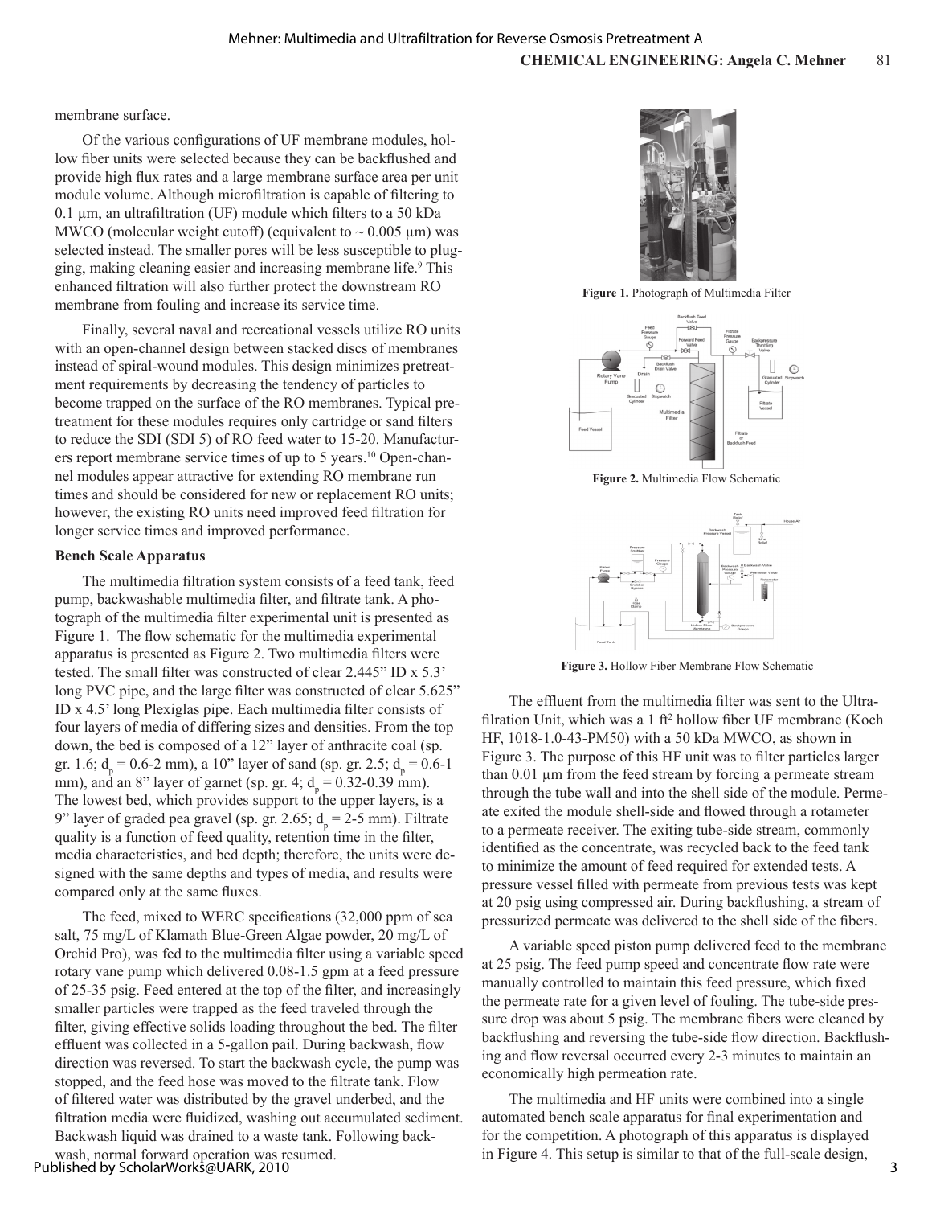membrane surface.

Of the various configurations of UF membrane modules, hollow fiber units were selected because they can be backflushed and provide high flux rates and a large membrane surface area per unit module volume. Although microfiltration is capable of filtering to 0.1 μm, an ultrafiltration (UF) module which filters to a 50 kDa MWCO (molecular weight cutoff) (equivalent to ~ 0.005 μm) was selected instead. The smaller pores will be less susceptible to plugging, making cleaning easier and increasing membrane life.[9] This enhanced filtration will also further protect the downstream RO membrane from fouling and increase its service time.

Finally, several naval and recreational vessels utilize RO units with an open-channel design between stacked discs of membranes instead of spiral-wound modules. This design minimizes pretreatment requirements by decreasing the tendency of particles to become trapped on the surface of the RO membranes. Typical pretreatment for these modules requires only cartridge or sand filters to reduce the SDI (SDI 5) of RO feed water to 15-20. Manufacturers report membrane service times of up to 5 years.[10] Open-channel modules appear attractive for extending RO membrane run times and should be considered for new or replacement RO units; however, the existing RO units need improved feed filtration for longer service times and improved performance.

### Bench Scale Apparatus

The multimedia filtration system consists of a feed tank, feed pump, backwashable multimedia filter, and filtrate tank. A photograph of the multimedia filter experimental unit is presented as Figure 1. The flow schematic for the multimedia experimental apparatus is presented as Figure 2. Two multimedia filters were tested. The small filter was constructed of clear 2.445" ID x 5.3' long PVC pipe, and the large filter was constructed of clear 5.625" ID x 4.5' long Plexiglas pipe. Each multimedia filter consists of four layers of media of differing sizes and densities. From the top down, the bed is composed of a 12" layer of anthracite coal (sp. gr. 1.6; $d_p$ = 0.6-2 mm), a 10" layer of sand (sp. gr. 2.5; $d_p$ = 0.6-1 mm), and an 8" layer of garnet (sp. gr. 4; $d_p$ = 0.32-0.39 mm). The lowest bed, which provides support to the upper layers, is a 9" layer of graded pea gravel (sp. gr. 2.65; $d_p$ = 2-5 mm). Filtrate quality is a function of feed quality, retention time in the filter, media characteristics, and bed depth; therefore, the units were designed with the same depths and types of media, and results were compared only at the same fluxes.

The feed, mixed to WERC specifications (32,000 ppm of sea salt, 75 mg/L of Klamath Blue-Green Algae powder, 20 mg/L of Orchid Pro), was fed to the multimedia filter using a variable speed rotary vane pump which delivered 0.08-1.5 gpm at a feed pressure of 25-35 psig. Feed entered at the top of the filter, and increasingly smaller particles were trapped as the feed traveled through the filter, giving effective solids loading throughout the bed. The filter effluent was collected in a 5-gallon pail. During backwash, flow direction was reversed. To start the backwash cycle, the pump was stopped, and the feed hose was moved to the filtrate tank. Flow of filtered water was distributed by the gravel underbed, and the filtration media were fluidized, washing out accumulated sediment. Backwash liquid was drained to a waste tank. Following backwash, normal forward operation was resumed.

**Figure 1.** Photograph of Multimedia Filter

**Figure 2.** Multimedia Flow Schematic

**Figure 3.** Hollow Fiber Membrane Flow Schematic

The effluent from the multimedia filter was sent to the Ultrafiltration Unit, which was a 1 $ft^2$ hollow fiber UF membrane (Koch HF, 1018-1.0-43-PM50) with a 50 kDa MWCO, as shown in Figure 3. The purpose of this HF unit was to filter particles larger than 0.01 μm from the feed stream by forcing a permeate stream through the tube wall and into the shell side of the module. Permeate exited the module shell-side and flowed through a rotameter to a permeate receiver. The exiting tube-side stream, commonly identified as the concentrate, was recycled back to the feed tank to minimize the amount of feed required for extended tests. A pressure vessel filled with permeate from previous tests was kept at 20 psig using compressed air. During backflushing, a stream of pressurized permeate was delivered to the shell side of the fibers.

A variable speed piston pump delivered feed to the membrane at 25 psig. The feed pump speed and concentrate flow rate were manually controlled to maintain this feed pressure, which fixed the permeate rate for a given level of fouling. The tube-side pressure drop was about 5 psig. The membrane fibers were cleaned by backflushing and reversing the tube-side flow direction. Backflushing and flow reversal occurred every 2-3 minutes to maintain an economically high permeation rate.

The multimedia and HF units were combined into a single automated bench scale apparatus for final experimentation and for the competition. A photograph of this apparatus is displayed in Figure 4. This setup is similar to that of the full-scale design,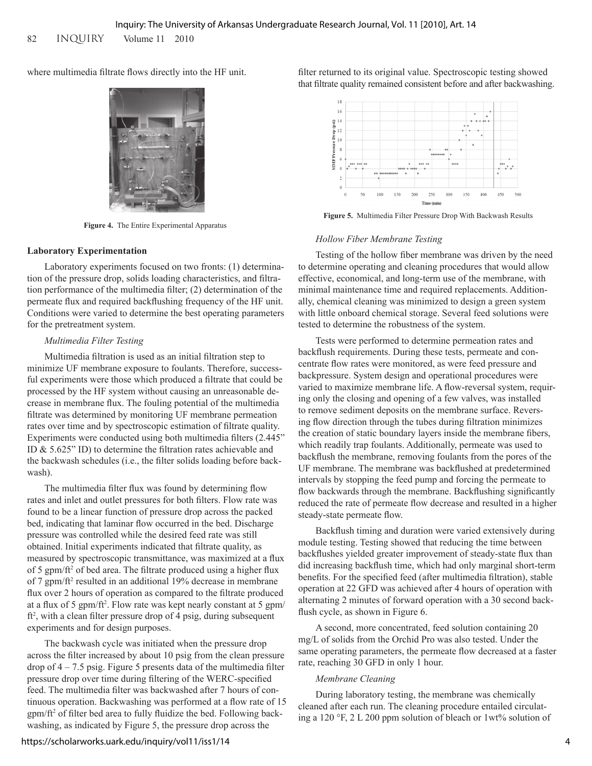where multimedia filtrate flows directly into the HF unit.

Figure 4. The Entire Experimental Apparatus

### Laboratory Experimentation

Laboratory experiments focused on two fronts: (1) determination of the pressure drop, solids loading characteristics, and filtration performance of the multimedia filter; (2) determination of the permeate flux and required backflushing frequency of the HF unit. Conditions were varied to determine the best operating parameters for the pretreatment system.

*Multimedia Filter Testing*

Multimedia filtration is used as an initial filtration step to minimize UF membrane exposure to foulants. Therefore, successful experiments were those which produced a filtrate that could be processed by the HF system without causing an unreasonable decrease in membrane flux. The fouling potential of the multimedia filtrate was determined by monitoring UF membrane permeation rates over time and by spectroscopic estimation of filtrate quality. Experiments were conducted using both multimedia filters (2.445" ID & 5.625" ID) to determine the filtration rates achievable and the backwash schedules (i.e., the filter solids loading before backwash).

The multimedia filter flux was found by determining flow rates and inlet and outlet pressures for both filters. Flow rate was found to be a linear function of pressure drop across the packed bed, indicating that laminar flow occurred in the bed. Discharge pressure was controlled while the desired feed rate was still obtained. Initial experiments indicated that filtrate quality, as measured by spectroscopic transmittance, was maximized at a flux of 5 gpm/ft$^2$ of bed area. The filtrate produced using a higher flux of 7 gpm/ft$^2$ resulted in an additional 19% decrease in membrane flux over 2 hours of operation as compared to the filtrate produced at a flux of 5 gpm/ft$^2$. Flow rate was kept nearly constant at 5 gpm/ft$^2$, with a clean filter pressure drop of 4 psig, during subsequent experiments and for design purposes.

The backwash cycle was initiated when the pressure drop across the filter increased by about 10 psig from the clean pressure drop of 4 – 7.5 psig. Figure 5 presents data of the multimedia filter pressure drop over time during filtering of the WERC-specified feed. The multimedia filter was backwashed after 7 hours of continuous operation. Backwashing was performed at a flow rate of 15 gpm/ft$^2$ of filter bed area to fully fluidize the bed. Following backwashing, as indicated by Figure 5, the pressure drop across the filter returned to its original value. Spectroscopic testing showed that filtrate quality remained consistent before and after backwashing.

Figure 5. Multimedia Filter Pressure Drop With Backwash Results

*Hollow Fiber Membrane Testing*

Testing of the hollow fiber membrane was driven by the need to determine operating and cleaning procedures that would allow effective, economical, and long-term use of the membrane, with minimal maintenance time and required replacements. Additionally, chemical cleaning was minimized to design a green system with little onboard chemical storage. Several feed solutions were tested to determine the robustness of the system.

Tests were performed to determine permeation rates and backflush requirements. During these tests, permeate and concentrate flow rates were monitored, as were feed pressure and backpressure. System design and operational procedures were varied to maximize membrane life. A flow-reversal system, requiring only the closing and opening of a few valves, was installed to remove sediment deposits on the membrane surface. Reversing flow direction through the tubes during filtration minimizes the creation of static boundary layers inside the membrane fibers, which readily trap foulants. Additionally, permeate was used to backflush the membrane, removing foulants from the pores of the UF membrane. The membrane was backflushed at predetermined intervals by stopping the feed pump and forcing the permeate to flow backwards through the membrane. Backflushing significantly reduced the rate of permeate flow decrease and resulted in a higher steady-state permeate flow.

Backflush timing and duration were varied extensively during module testing. Testing showed that reducing the time between backflushes yielded greater improvement of steady-state flux than did increasing backflush time, which had only marginal short-term benefits. For the specified feed (after multimedia filtration), stable operation at 22 GFD was achieved after 4 hours of operation with alternating 2 minutes of forward operation with a 30 second backflush cycle, as shown in Figure 6.

A second, more concentrated, feed solution containing 20 mg/L of solids from the Orchid Pro was also tested. Under the same operating parameters, the permeate flow decreased at a faster rate, reaching 30 GFD in only 1 hour.

*Membrane Cleaning*

During laboratory testing, the membrane was chemically cleaned after each run. The cleaning procedure entailed circulating a 120 °F, 2 L 200 ppm solution of bleach or 1wt% solution of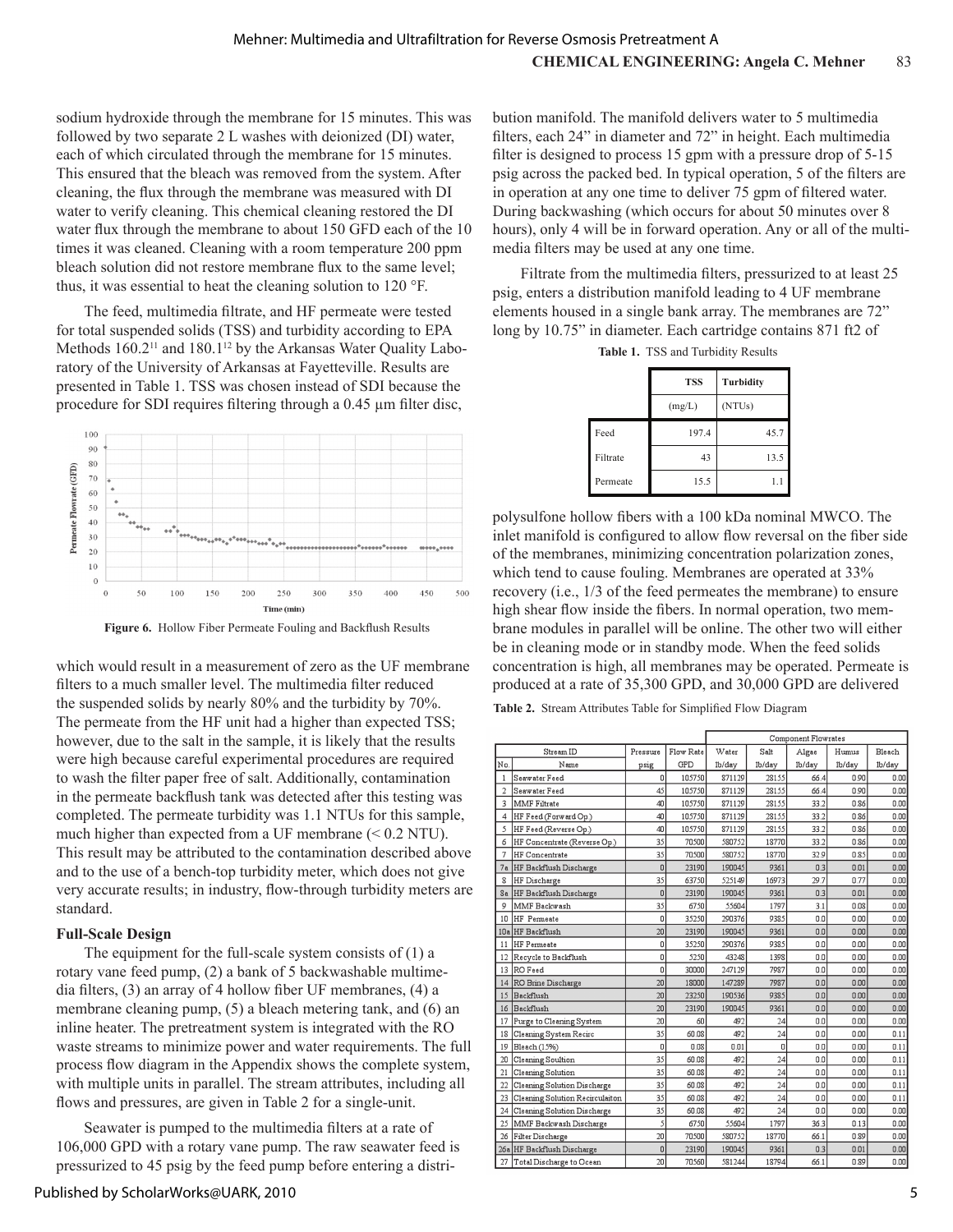sodium hydroxide through the membrane for 15 minutes. This was followed by two separate 2 L washes with deionized (DI) water, each of which circulated through the membrane for 15 minutes. This ensured that the bleach was removed from the system. After cleaning, the flux through the membrane was measured with DI water to verify cleaning. This chemical cleaning restored the DI water flux through the membrane to about 150 GFD each of the 10 times it was cleaned. Cleaning with a room temperature 200 ppm bleach solution did not restore membrane flux to the same level; thus, it was essential to heat the cleaning solution to 120 °F.

The feed, multimedia filtrate, and HF permeate were tested for total suspended solids (TSS) and turbidity according to EPA Methods 160.2[11] and 180.1[12] by the Arkansas Water Quality Laboratory of the University of Arkansas at Fayetteville. Results are presented in Table 1. TSS was chosen instead of SDI because the procedure for SDI requires filtering through a 0.45 µm filter disc, which would result in a measurement of zero as the UF membrane filters to a much smaller level. The multimedia filter reduced the suspended solids by nearly 80% and the turbidity by 70%. The permeate from the HF unit had a higher than expected TSS; however, due to the salt in the sample, it is likely that the results were high because careful experimental procedures are required to wash the filter paper free of salt. Additionally, contamination in the permeate backflush tank was detected after this testing was completed. The permeate turbidity was 1.1 NTUs for this sample, much higher than expected from a UF membrane (< 0.2 NTU). This result may be attributed to the contamination described above and to the use of a bench-top turbidity meter, which does not give very accurate results; in industry, flow-through turbidity meters are standard.

Figure 6. Hollow Fiber Permeate Fouling and Backflush Results

### Full-Scale Design

The equipment for the full-scale system consists of (1) a rotary vane feed pump, (2) a bank of 5 backwashable multimedia filters, (3) an array of 4 hollow fiber UF membranes, (4) a membrane cleaning pump, (5) a bleach metering tank, and (6) an inline heater. The pretreatment system is integrated with the RO waste streams to minimize power and water requirements. The full process flow diagram in the Appendix shows the complete system, with multiple units in parallel. The stream attributes, including all flows and pressures, are given in Table 2 for a single-unit.

Seawater is pumped to the multimedia filters at a rate of 106,000 GPD with a rotary vane pump. The raw seawater feed is pressurized to 45 psig by the feed pump before entering a distribution manifold. The manifold delivers water to 5 multimedia filters, each 24" in diameter and 72" in height. Each multimedia filter is designed to process 15 gpm with a pressure drop of 5-15 psig across the packed bed. In typical operation, 5 of the filters are in operation at any one time to deliver 75 gpm of filtered water. During backwashing (which occurs for about 50 minutes over 8 hours), only 4 will be in forward operation. Any or all of the multimedia filters may be used at any one time.

Filtrate from the multimedia filters, pressurized to at least 25 psig, enters a distribution manifold leading to 4 UF membrane elements housed in a single bank array. The membranes are 72" long by 10.75" in diameter. Each cartridge contains 871 ft2 of polysulfone hollow fibers with a 100 kDa nominal MWCO. The inlet manifold is configured to allow flow reversal on the fiber side of the membranes, minimizing concentration polarization zones, which tend to cause fouling. Membranes are operated at 33% recovery (i.e., 1/3 of the feed permeates the membrane) to ensure high shear flow inside the fibers. In normal operation, two membrane modules in parallel will be online. The other two will either be in cleaning mode or in standby mode. When the feed solids concentration is high, all membranes may be operated. Permeate is produced at a rate of 35,300 GPD, and 30,000 GPD are delivered

Table 1. TSS and Turbidity Results

| | TSS (mg/L) | Turbidity (NTUs) |
|---|---|---|
| Feed | 197.4 | 45.7 |
| Filtrate | 43 | 13.5 |
| Permeate | 15.5 | 1.1 |

Table 2. Stream Attributes Table for Simplified Flow Diagram

| Stream ID | | Pressure | Flow Rate | Component Flowrates | | | | |
|---|---|---|---|---|---|---|---|---|
| No. | Name | psig | GPD | Water lb/day | Salt lb/day | Algae lb/day | Humus lb/day | Bleach lb/day |
| 1 | Seawater Feed | 0 | 105750 | 871129 | 28155 | 66.4 | 0.90 | 0.00 |
| 2 | Seawater Feed | 45 | 105750 | 871129 | 28155 | 66.4 | 0.90 | 0.00 |
| 3 | MMF Filtrate | 40 | 105750 | 871129 | 28155 | 33.2 | 0.86 | 0.00 |
| 4 | HF Feed (Forward Op.) | 40 | 105750 | 871129 | 28155 | 33.2 | 0.86 | 0.00 |
| 5 | HF Feed (Reverse Op.) | 40 | 105750 | 871129 | 28155 | 33.2 | 0.86 | 0.00 |
| 6 | HF Concentrate (Reverse Op.) | 35 | 70500 | 580752 | 18770 | 33.2 | 0.86 | 0.00 |
| 7 | HF Concentrate | 35 | 70500 | 580752 | 18770 | 32.9 | 0.85 | 0.00 |
| 7a | HF Backflush Discharge | 0 | 23190 | 190045 | 9361 | 0.3 | 0.01 | 0.00 |
| 8 | HF Discharge | 35 | 63750 | 525149 | 16973 | 29.7 | 0.77 | 0.00 |
| 8a | HF Backflush Discharge | 0 | 23190 | 190045 | 9361 | 0.3 | 0.01 | 0.00 |
| 9 | MMF Backwash | 35 | 6750 | 55604 | 1797 | 3.1 | 0.08 | 0.00 |
| 10 | HF Permeate | 0 | 35250 | 290376 | 9385 | 0.0 | 0.00 | 0.00 |
| 10a | HF Backflush | 20 | 23190 | 190045 | 9361 | 0.0 | 0.00 | 0.00 |
| 11 | HF Permeate | 0 | 35250 | 290376 | 9385 | 0.0 | 0.00 | 0.00 |
| 12 | Recycle to Backflush | 0 | 5250 | 43248 | 1398 | 0.0 | 0.00 | 0.00 |
| 13 | RO Feed | 0 | 30000 | 247129 | 7987 | 0.0 | 0.00 | 0.00 |
| 14 | RO Brine Discharge | 20 | 18000 | 147289 | 7987 | 0.0 | 0.00 | 0.00 |
| 15 | Backflush | 20 | 23250 | 190536 | 9385 | 0.0 | 0.00 | 0.00 |
| 16 | Backflush | 20 | 23190 | 190045 | 9361 | 0.0 | 0.00 | 0.00 |
| 17 | Purge to Cleaning System | 20 | 60 | 492 | 24 | 0.0 | 0.00 | 0.00 |
| 18 | Cleaning System Recirc | 35 | 60.08 | 492 | 24 | 0.0 | 0.00 | 0.11 |
| 19 | Bleach (15%) | 0 | 0.08 | 0.01 | 0 | 0.0 | 0.00 | 0.11 |
| 20 | Cleaning Soultion | 35 | 60.08 | 492 | 24 | 0.0 | 0.00 | 0.11 |
| 21 | Cleaning Solution | 35 | 60.08 | 492 | 24 | 0.0 | 0.00 | 0.11 |
| 22 | Cleaning Solution Discharge | 35 | 60.08 | 492 | 24 | 0.0 | 0.00 | 0.11 |
| 23 | Cleaning Solution Recirculaiton | 35 | 60.08 | 492 | 24 | 0.0 | 0.00 | 0.11 |
| 24 | Cleaning Solution Discharge | 35 | 60.08 | 492 | 24 | 0.0 | 0.00 | 0.00 |
| 25 | MMF Backwash Discharge | 5 | 6750 | 55604 | 1797 | 36.3 | 0.13 | 0.00 |
| 26 | Filter Discharge | 20 | 70500 | 580752 | 18770 | 66.1 | 0.89 | 0.00 |
| 26a | HF Backflush Discharge | 0 | 23190 | 190045 | 9361 | 0.3 | 0.01 | 0.00 |
| 27 | Total Discharge to Ocean | 20 | 70560 | 581244 | 18794 | 66.1 | 0.89 | 0.00 |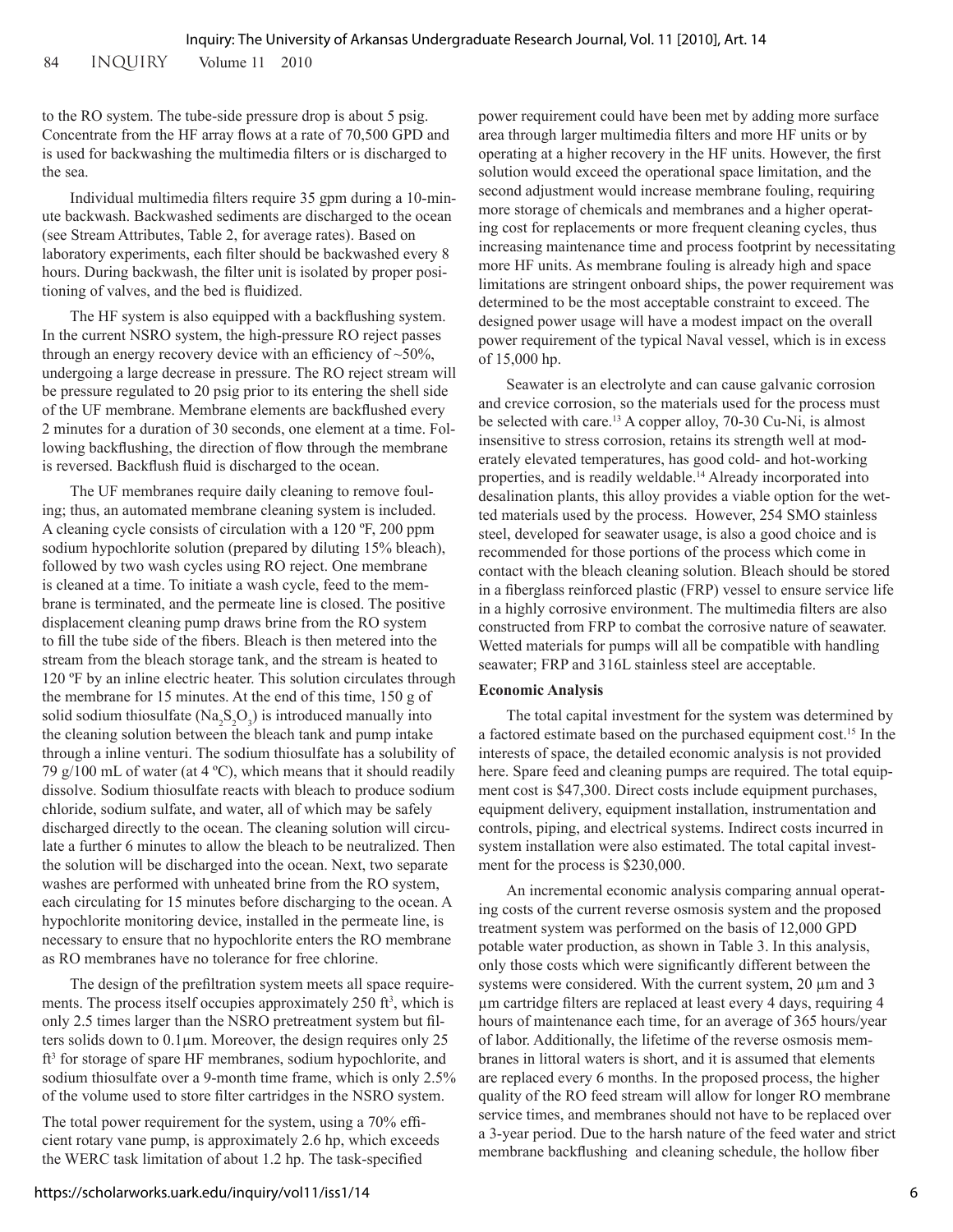to the RO system. The tube-side pressure drop is about 5 psig. Concentrate from the HF array flows at a rate of 70,500 GPD and is used for backwashing the multimedia filters or is discharged to the sea.

Individual multimedia filters require 35 gpm during a 10-minute backwash. Backwashed sediments are discharged to the ocean (see Stream Attributes, Table 2, for average rates). Based on laboratory experiments, each filter should be backwashed every 8 hours. During backwash, the filter unit is isolated by proper positioning of valves, and the bed is fluidized.

The HF system is also equipped with a backflushing system. In the current NSRO system, the high-pressure RO reject passes through an energy recovery device with an efficiency of ~50%, undergoing a large decrease in pressure. The RO reject stream will be pressure regulated to 20 psig prior to its entering the shell side of the UF membrane. Membrane elements are backflushed every 2 minutes for a duration of 30 seconds, one element at a time. Following backflushing, the direction of flow through the membrane is reversed. Backflush fluid is discharged to the ocean.

The UF membranes require daily cleaning to remove fouling; thus, an automated membrane cleaning system is included. A cleaning cycle consists of circulation with a 120 ºF, 200 ppm sodium hypochlorite solution (prepared by diluting 15% bleach), followed by two wash cycles using RO reject. One membrane is cleaned at a time. To initiate a wash cycle, feed to the membrane is terminated, and the permeate line is closed. The positive displacement cleaning pump draws brine from the RO system to fill the tube side of the fibers. Bleach is then metered into the stream from the bleach storage tank, and the stream is heated to 120 ºF by an inline electric heater. This solution circulates through the membrane for 15 minutes. At the end of this time, 150 g of solid sodium thiosulfate ($Na_2S_2O_3$) is introduced manually into the cleaning solution between the bleach tank and pump intake through a inline venturi. The sodium thiosulfate has a solubility of 79 g/100 mL of water (at 4 ºC), which means that it should readily dissolve. Sodium thiosulfate reacts with bleach to produce sodium chloride, sodium sulfate, and water, all of which may be safely discharged directly to the ocean. The cleaning solution will circulate a further 6 minutes to allow the bleach to be neutralized. Then the solution will be discharged into the ocean. Next, two separate washes are performed with unheated brine from the RO system, each circulating for 15 minutes before discharging to the ocean. A hypochlorite monitoring device, installed in the permeate line, is necessary to ensure that no hypochlorite enters the RO membrane as RO membranes have no tolerance for free chlorine.

The design of the prefiltration system meets all space requirements. The process itself occupies approximately 250 ft$^3$, which is only 2.5 times larger than the NSRO pretreatment system but filters solids down to 0.1µm. Moreover, the design requires only 25 ft$^3$ for storage of spare HF membranes, sodium hypochlorite, and sodium thiosulfate over a 9-month time frame, which is only 2.5% of the volume used to store filter cartridges in the NSRO system.

The total power requirement for the system, using a 70% efficient rotary vane pump, is approximately 2.6 hp, which exceeds the WERC task limitation of about 1.2 hp. The task-specified power requirement could have been met by adding more surface area through larger multimedia filters and more HF units or by operating at a higher recovery in the HF units. However, the first solution would exceed the operational space limitation, and the second adjustment would increase membrane fouling, requiring more storage of chemicals and membranes and a higher operating cost for replacements or more frequent cleaning cycles, thus increasing maintenance time and process footprint by necessitating more HF units. As membrane fouling is already high and space limitations are stringent onboard ships, the power requirement was determined to be the most acceptable constraint to exceed. The designed power usage will have a modest impact on the overall power requirement of the typical Naval vessel, which is in excess of 15,000 hp.

Seawater is an electrolyte and can cause galvanic corrosion and crevice corrosion, so the materials used for the process must be selected with care.[13] A copper alloy, 70-30 Cu-Ni, is almost insensitive to stress corrosion, retains its strength well at moderately elevated temperatures, has good cold- and hot-working properties, and is readily weldable.[14] Already incorporated into desalination plants, this alloy provides a viable option for the wetted materials used by the process. However, 254 SMO stainless steel, developed for seawater usage, is also a good choice and is recommended for those portions of the process which come in contact with the bleach cleaning solution. Bleach should be stored in a fiberglass reinforced plastic (FRP) vessel to ensure service life in a highly corrosive environment. The multimedia filters are also constructed from FRP to combat the corrosive nature of seawater. Wetted materials for pumps will all be compatible with handling seawater; FRP and 316L stainless steel are acceptable.

**Economic Analysis**

The total capital investment for the system was determined by a factored estimate based on the purchased equipment cost.[15] In the interests of space, the detailed economic analysis is not provided here. Spare feed and cleaning pumps are required. The total equipment cost is $47,300. Direct costs include equipment purchases, equipment delivery, equipment installation, instrumentation and controls, piping, and electrical systems. Indirect costs incurred in system installation were also estimated. The total capital investment for the process is $230,000.

An incremental economic analysis comparing annual operating costs of the current reverse osmosis system and the proposed treatment system was performed on the basis of 12,000 GPD potable water production, as shown in Table 3. In this analysis, only those costs which were significantly different between the systems were considered. With the current system, 20 µm and 3 µm cartridge filters are replaced at least every 4 days, requiring 4 hours of maintenance each time, for an average of 365 hours/year of labor. Additionally, the lifetime of the reverse osmosis membranes in littoral waters is short, and it is assumed that elements are replaced every 6 months. In the proposed process, the higher quality of the RO feed stream will allow for longer RO membrane service times, and membranes should not have to be replaced over a 3-year period. Due to the harsh nature of the feed water and strict membrane backflushing and cleaning schedule, the hollow fiber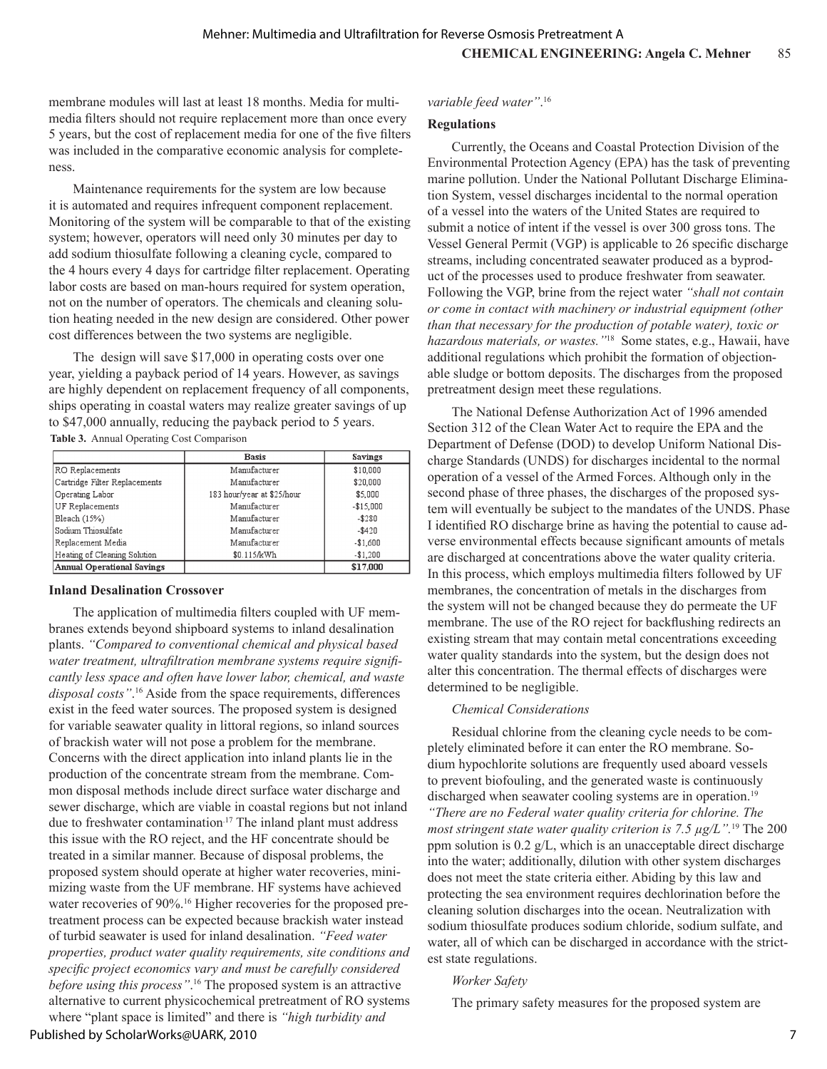membrane modules will last at least 18 months. Media for multimedia filters should not require replacement more than once every 5 years, but the cost of replacement media for one of the five filters was included in the comparative economic analysis for completeness.

Maintenance requirements for the system are low because it is automated and requires infrequent component replacement. Monitoring of the system will be comparable to that of the existing system; however, operators will need only 30 minutes per day to add sodium thiosulfate following a cleaning cycle, compared to the 4 hours every 4 days for cartridge filter replacement. Operating labor costs are based on man-hours required for system operation, not on the number of operators. The chemicals and cleaning solution heating needed in the new design are considered. Other power cost differences between the two systems are negligible.

The design will save $17,000 in operating costs over one year, yielding a payback period of 14 years. However, as savings are highly dependent on replacement frequency of all components, ships operating in coastal waters may realize greater savings of up to $47,000 annually, reducing the payback period to 5 years.

**Table 3.** Annual Operating Cost Comparison

| | Basis | Savings |
|---|---|---|
| RO Replacements | Manufacturer | $10,000 |
| Cartridge Filter Replacements | Manufacturer | $20,000 |
| Operating Labor | 183 hour/year at $25/hour | $5,000 |
| UF Replacements | Manufacturer | -$15,000 |
| Bleach (15%) | Manufacturer | -$280 |
| Sodium Thiosulfate | Manufacturer | -$420 |
| Replacement Media | Manufacturer | -$1,600 |
| Heating of Cleaning Solution | $0.115/kWh | -$1,200 |
| **Annual Operational Savings** | | **$17,000** |

### Inland Desalination Crossover

The application of multimedia filters coupled with UF membranes extends beyond shipboard systems to inland desalination plants. *"Compared to conventional chemical and physical based water treatment, ultrafiltration membrane systems require significantly less space and often have lower labor, chemical, and waste disposal costs"*.[16] Aside from the space requirements, differences exist in the feed water sources. The proposed system is designed for variable seawater quality in littoral regions, so inland sources of brackish water will not pose a problem for the membrane. Concerns with the direct application into inland plants lie in the production of the concentrate stream from the membrane. Common disposal methods include direct surface water discharge and sewer discharge, which are viable in coastal regions but not inland due to freshwater contamination.[17] The inland plant must address this issue with the RO reject, and the HF concentrate should be treated in a similar manner. Because of disposal problems, the proposed system should operate at higher water recoveries, minimizing waste from the UF membrane. HF systems have achieved water recoveries of 90%.[16] Higher recoveries for the proposed pretreatment process can be expected because brackish water instead of turbid seawater is used for inland desalination. *"Feed water properties, product water quality requirements, site conditions and specific project economics vary and must be carefully considered before using this process"*.[16] The proposed system is an attractive alternative to current physicochemical pretreatment of RO systems where "plant space is limited" and there is *"high turbidity and variable feed water"*.[16]

### Regulations

Currently, the Oceans and Coastal Protection Division of the Environmental Protection Agency (EPA) has the task of preventing marine pollution. Under the National Pollutant Discharge Elimination System, vessel discharges incidental to the normal operation of a vessel into the waters of the United States are required to submit a notice of intent if the vessel is over 300 gross tons. The Vessel General Permit (VGP) is applicable to 26 specific discharge streams, including concentrated seawater produced as a byproduct of the processes used to produce freshwater from seawater. Following the VGP, brine from the reject water *"shall not contain or come in contact with machinery or industrial equipment (other than that necessary for the production of potable water), toxic or hazardous materials, or wastes."*[18] Some states, e.g., Hawaii, have additional regulations which prohibit the formation of objectionable sludge or bottom deposits. The discharges from the proposed pretreatment design meet these regulations.

The National Defense Authorization Act of 1996 amended Section 312 of the Clean Water Act to require the EPA and the Department of Defense (DOD) to develop Uniform National Discharge Standards (UNDS) for discharges incidental to the normal operation of a vessel of the Armed Forces. Although only in the second phase of three phases, the discharges of the proposed system will eventually be subject to the mandates of the UNDS. Phase I identified RO discharge brine as having the potential to cause adverse environmental effects because significant amounts of metals are discharged at concentrations above the water quality criteria. In this process, which employs multimedia filters followed by UF membranes, the concentration of metals in the discharges from the system will not be changed because they do permeate the UF membrane. The use of the RO reject for backflushing redirects an existing stream that may contain metal concentrations exceeding water quality standards into the system, but the design does not alter this concentration. The thermal effects of discharges were determined to be negligible.

#### *Chemical Considerations*

Residual chlorine from the cleaning cycle needs to be completely eliminated before it can enter the RO membrane. Sodium hypochlorite solutions are frequently used aboard vessels to prevent biofouling, and the generated waste is continuously discharged when seawater cooling systems are in operation.[19] *"There are no Federal water quality criteria for chlorine. The most stringent state water quality criterion is 7.5 µg/L"*.[19] The 200 ppm solution is 0.2 g/L, which is an unacceptable direct discharge into the water; additionally, dilution with other system discharges does not meet the state criteria either. Abiding by this law and protecting the sea environment requires dechlorination before the cleaning solution discharges into the ocean. Neutralization with sodium thiosulfate produces sodium chloride, sodium sulfate, and water, all of which can be discharged in accordance with the strictest state regulations.

#### *Worker Safety*

The primary safety measures for the proposed system are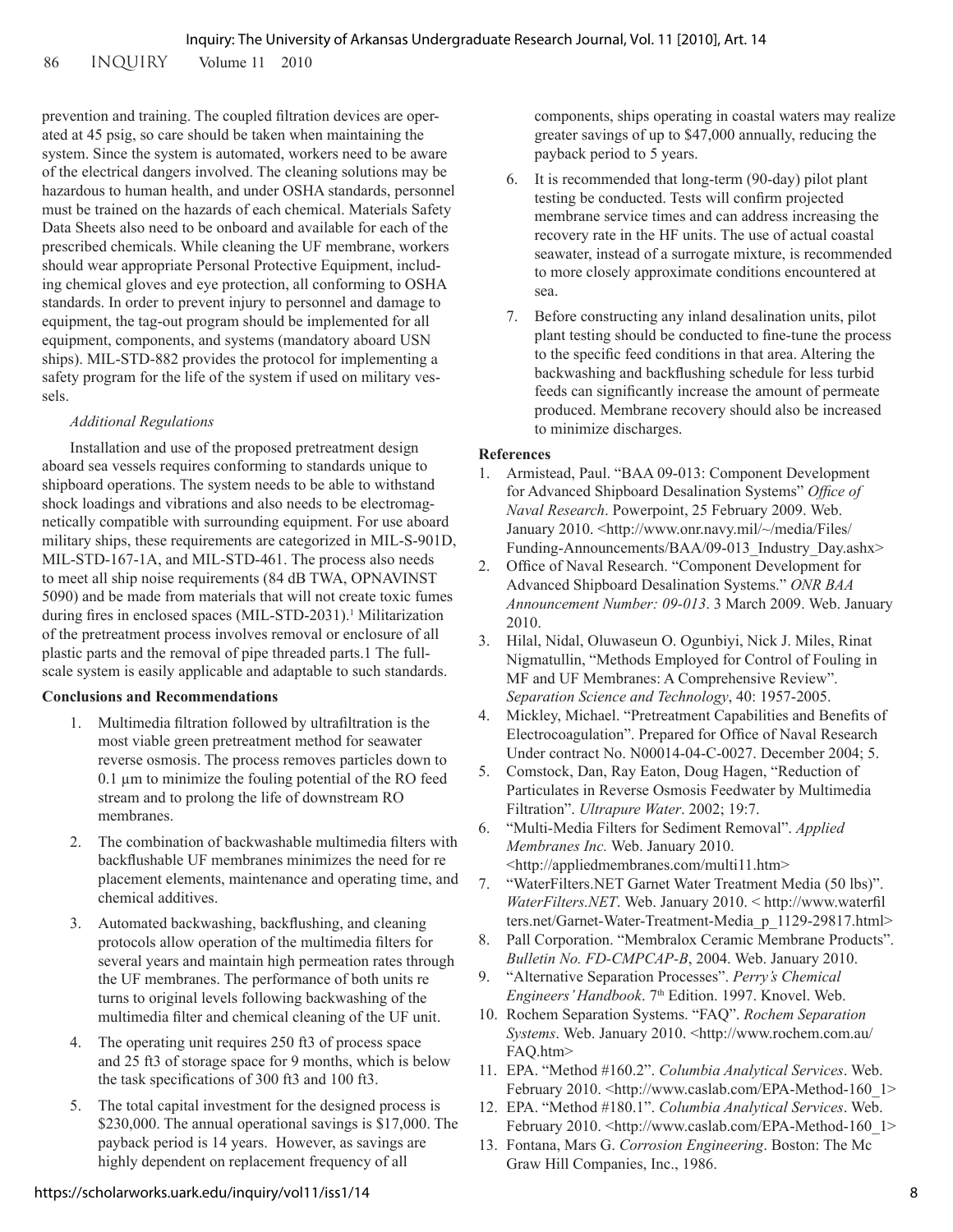prevention and training. The coupled filtration devices are operated at 45 psig, so care should be taken when maintaining the system. Since the system is automated, workers need to be aware of the electrical dangers involved. The cleaning solutions may be hazardous to human health, and under OSHA standards, personnel must be trained on the hazards of each chemical. Materials Safety Data Sheets also need to be onboard and available for each of the prescribed chemicals. While cleaning the UF membrane, workers should wear appropriate Personal Protective Equipment, including chemical gloves and eye protection, all conforming to OSHA standards. In order to prevent injury to personnel and damage to equipment, the tag-out program should be implemented for all equipment, components, and systems (mandatory aboard USN ships). MIL-STD-882 provides the protocol for implementing a safety program for the life of the system if used on military vessels.

*Additional Regulations*

Installation and use of the proposed pretreatment design aboard sea vessels requires conforming to standards unique to shipboard operations. The system needs to be able to withstand shock loadings and vibrations and also needs to be electromagnetically compatible with surrounding equipment. For use aboard military ships, these requirements are categorized in MIL-S-901D, MIL-STD-167-1A, and MIL-STD-461. The process also needs to meet all ship noise requirements (84 dB TWA, OPNAVINST 5090) and be made from materials that will not create toxic fumes during fires in enclosed spaces (MIL-STD-2031).[1] Militarization of the pretreatment process involves removal or enclosure of all plastic parts and the removal of pipe threaded parts.1 The full-scale system is easily applicable and adaptable to such standards.

**Conclusions and Recommendations**

1. Multimedia filtration followed by ultrafiltration is the most viable green pretreatment method for seawater reverse osmosis. The process removes particles down to 0.1 µm to minimize the fouling potential of the RO feed stream and to prolong the life of downstream RO membranes.
2. The combination of backwashable multimedia filters with backflushable UF membranes minimizes the need for re placement elements, maintenance and operating time, and chemical additives.
3. Automated backwashing, backflushing, and cleaning protocols allow operation of the multimedia filters for several years and maintain high permeation rates through the UF membranes. The performance of both units re turns to original levels following backwashing of the multimedia filter and chemical cleaning of the UF unit.
4. The operating unit requires 250 ft3 of process space and 25 ft3 of storage space for 9 months, which is below the task specifications of 300 ft3 and 100 ft3.
5. The total capital investment for the designed process is \$230,000. The annual operational savings is \$17,000. The payback period is 14 years. However, as savings are highly dependent on replacement frequency of all components, ships operating in coastal waters may realize greater savings of up to \$47,000 annually, reducing the payback period to 5 years.
6. It is recommended that long-term (90-day) pilot plant testing be conducted. Tests will confirm projected membrane service times and can address increasing the recovery rate in the HF units. The use of actual coastal seawater, instead of a surrogate mixture, is recommended to more closely approximate conditions encountered at sea.
7. Before constructing any inland desalination units, pilot plant testing should be conducted to fine-tune the process to the specific feed conditions in that area. Altering the backwashing and backflushing schedule for less turbid feeds can significantly increase the amount of permeate produced. Membrane recovery should also be increased to minimize discharges.

**References**

1. Armistead, Paul. "BAA 09-013: Component Development for Advanced Shipboard Desalination Systems" *Office of Naval Research*. Powerpoint, 25 February 2009. Web. January 2010. <http://www.onr.navy.mil/~/media/Files/Funding-Announcements/BAA/09-013_Industry_Day.ashx>
2. Office of Naval Research. "Component Development for Advanced Shipboard Desalination Systems." *ONR BAA Announcement Number: 09-013*. 3 March 2009. Web. January 2010.
3. Hilal, Nidal, Oluwaseun O. Ogunbiyi, Nick J. Miles, Rinat Nigmatullin, "Methods Employed for Control of Fouling in MF and UF Membranes: A Comprehensive Review". *Separation Science and Technology*, 40: 1957-2005.
4. Mickley, Michael. "Pretreatment Capabilities and Benefits of Electrocoagulation". Prepared for Office of Naval Research Under contract No. N00014-04-C-0027. December 2004; 5.
5. Comstock, Dan, Ray Eaton, Doug Hagen, "Reduction of Particulates in Reverse Osmosis Feedwater by Multimedia Filtration". *Ultrapure Water*. 2002; 19:7.
6. "Multi-Media Filters for Sediment Removal". *Applied Membranes Inc.* Web. January 2010. <http://appliedmembranes.com/multi11.htm>
7. "WaterFilters.NET Garnet Water Treatment Media (50 lbs)". *WaterFilters.NET*. Web. January 2010. < http://www.waterfilters.net/Garnet-Water-Treatment-Media_p_1129-29817.html>
8. Pall Corporation. "Membralox Ceramic Membrane Products". *Bulletin No. FD-CMPCAP-B*, 2004. Web. January 2010.
9. "Alternative Separation Processes". *Perry's Chemical Engineers' Handbook*. 7th Edition. 1997. Knovel. Web.
10. Rochem Separation Systems. "FAQ". *Rochem Separation Systems*. Web. January 2010. <http://www.rochem.com.au/FAQ.htm>
11. EPA. "Method #160.2". *Columbia Analytical Services*. Web. February 2010. <http://www.caslab.com/EPA-Method-160_1>
12. EPA. "Method #180.1". *Columbia Analytical Services*. Web. February 2010. <http://www.caslab.com/EPA-Method-160_1>
13. Fontana, Mars G. *Corrosion Engineering*. Boston: The Mc Graw Hill Companies, Inc., 1986.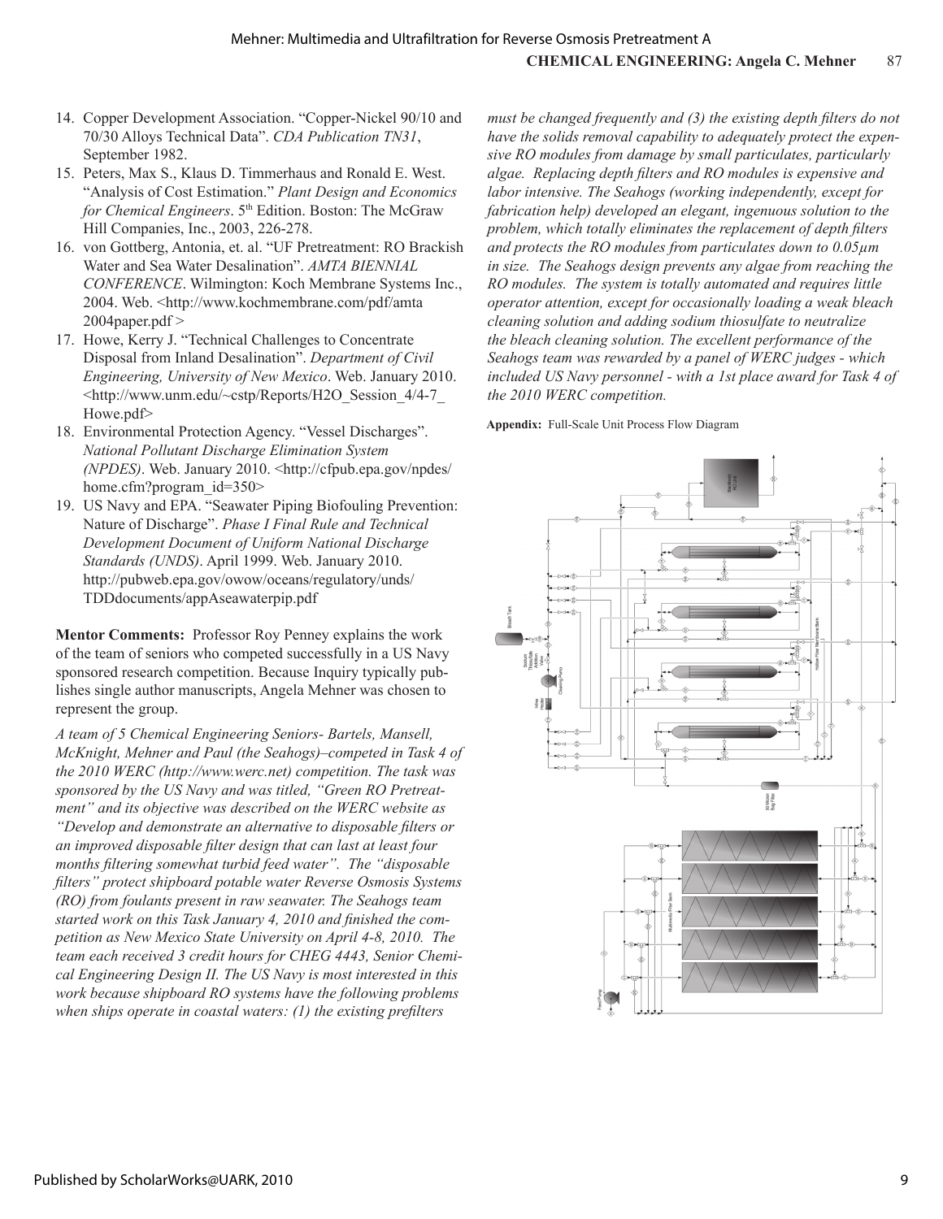14. Copper Development Association. "Copper-Nickel 90/10 and 70/30 Alloys Technical Data". *CDA Publication TN31*, September 1982.
15. Peters, Max S., Klaus D. Timmerhaus and Ronald E. West. "Analysis of Cost Estimation." *Plant Design and Economics for Chemical Engineers*. 5th Edition. Boston: The McGraw Hill Companies, Inc., 2003, 226-278.
16. von Gottberg, Antonia, et. al. "UF Pretreatment: RO Brackish Water and Sea Water Desalination". *AMTA BIENNIAL CONFERENCE*. Wilmington: Koch Membrane Systems Inc., 2004. Web. <http://www.kochmembrane.com/pdf/amta 2004paper.pdf >
17. Howe, Kerry J. "Technical Challenges to Concentrate Disposal from Inland Desalination". *Department of Civil Engineering, University of New Mexico*. Web. January 2010. <http://www.unm.edu/~cstp/Reports/H2O_Session_4/4-7_Howe.pdf>
18. Environmental Protection Agency. "Vessel Discharges". *National Pollutant Discharge Elimination System (NPDES)*. Web. January 2010. <http://cfpub.epa.gov/npdes/home.cfm?program_id=350>
19. US Navy and EPA. "Seawater Piping Biofouling Prevention: Nature of Discharge". *Phase I Final Rule and Technical Development Document of Uniform National Discharge Standards (UNDS)*. April 1999. Web. January 2010. http://pubweb.epa.gov/owow/oceans/regulatory/unds/TDDdocuments/appAseawaterpip.pdf

**Mentor Comments:** Professor Roy Penney explains the work of the team of seniors who competed successfully in a US Navy sponsored research competition. Because Inquiry typically publishes single author manuscripts, Angela Mehner was chosen to represent the group.

*A team of 5 Chemical Engineering Seniors- Bartels, Mansell, McKnight, Mehner and Paul (the Seahogs)–competed in Task 4 of the 2010 WERC (http://www.werc.net) competition. The task was sponsored by the US Navy and was titled, "Green RO Pretreatment" and its objective was described on the WERC website as "Develop and demonstrate an alternative to disposable filters or an improved disposable filter design that can last at least four months filtering somewhat turbid feed water". The "disposable filters" protect shipboard potable water Reverse Osmosis Systems (RO) from foulants present in raw seawater. The Seahogs team started work on this Task January 4, 2010 and finished the competition as New Mexico State University on April 4-8, 2010. The team each received 3 credit hours for CHEG 4443, Senior Chemical Engineering Design II. The US Navy is most interested in this work because shipboard RO systems have the following problems when ships operate in coastal waters: (1) the existing prefilters must be changed frequently and (3) the existing depth filters do not have the solids removal capability to adequately protect the expensive RO modules from damage by small particulates, particularly algae. Replacing depth filters and RO modules is expensive and labor intensive. The Seahogs (working independently, except for fabrication help) developed an elegant, ingenuous solution to the problem, which totally eliminates the replacement of depth filters and protects the RO modules from particulates down to 0.05μm in size. The Seahogs design prevents any algae from reaching the RO modules. The system is totally automated and requires little operator attention, except for occasionally loading a weak bleach cleaning solution and adding sodium thiosulfate to neutralize the bleach cleaning solution. The excellent performance of the Seahogs team was rewarded by a panel of WERC judges - which included US Navy personnel - with a 1st place award for Task 4 of the 2010 WERC competition.*

**Appendix:** Full-Scale Unit Process Flow Diagram